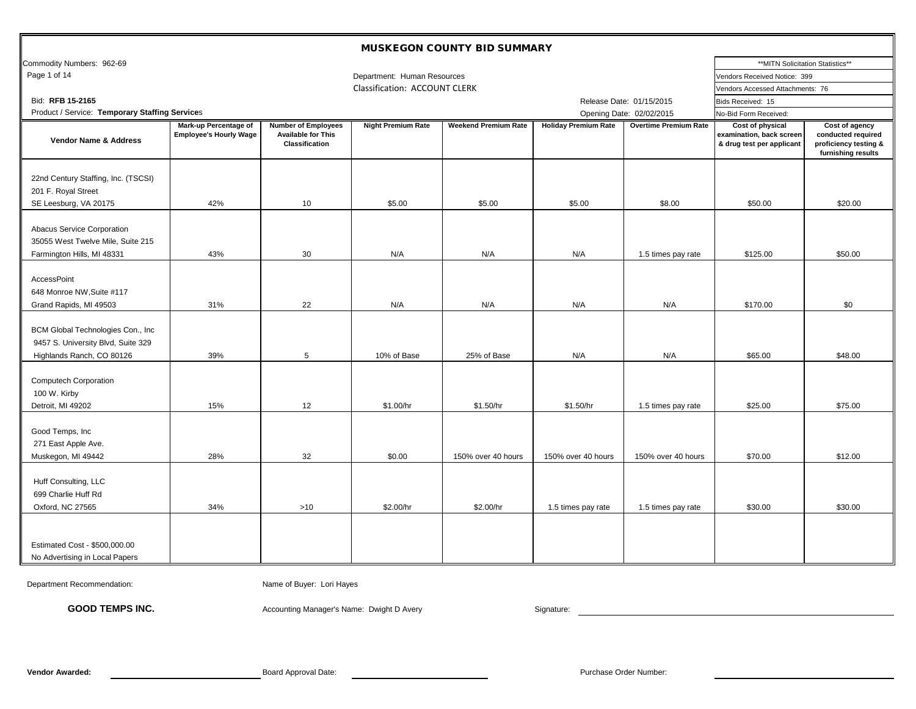# MUSKEGON COUNTY BID SUMMARY

Commodity Numbers: 962-69

Page 1 of 14

Department: Human Resources

Classification: ACCOUNT CLERK

Bid: **RFB 15-2165**

Product / Service: **Temporary Staffing Services**

Release Date: 01/15/2015

Opening Date: 02/02/2015

| **MITN Solicitation Statistics** | |
|---|---|
| Vendors Received Notice: | 399 |
| Vendors Accessed Attachments: | 76 |
| Bids Received: | 15 |
| No-Bid Form Received: | |

| Vendor Name & Address | Mark-up Percentage of Employee's Hourly Wage | Number of Employees Available for This Classification | Night Premium Rate | Weekend Premium Rate | Holiday Premium Rate | Overtime Premium Rate | Cost of physical examination, back screen & drug test per applicant | Cost of agency conducted required proficiency testing & furnishing results |
|---|---|---|---|---|---|---|---|---|
| 22nd Century Staffing, Inc. (TSCSI)<br>201 F. Royal Street<br>SE Leesburg, VA 20175 | 42% | 10 | $5.00 | $5.00 | $5.00 | $8.00 | $50.00 | $20.00 |
| Abacus Service Corporation<br>35055 West Twelve Mile, Suite 215<br>Farmington Hills, MI 48331 | 43% | 30 | N/A | N/A | N/A | 1.5 times pay rate | $125.00 | $50.00 |
| AccessPoint<br>648 Monroe NW,Suite #117<br>Grand Rapids, MI 49503 | 31% | 22 | N/A | N/A | N/A | N/A | $170.00 | $0 |
| BCM Global Technologies Con., Inc<br>9457 S. University Blvd, Suite 329<br>Highlands Ranch, CO 80126 | 39% | 5 | 10% of Base | 25% of Base | N/A | N/A | $65.00 | $48.00 |
| Computech Corporation<br>100 W. Kirby<br>Detroit, MI 49202 | 15% | 12 | $1.00/hr | $1.50/hr | $1.50/hr | 1.5 times pay rate | $25.00 | $75.00 |
| Good Temps, Inc<br>271 East Apple Ave.<br>Muskegon, MI 49442 | 28% | 32 | $0.00 | 150% over 40 hours | 150% over 40 hours | 150% over 40 hours | $70.00 | $12.00 |
| Huff Consulting, LLC<br>699 Charlie Huff Rd<br>Oxford, NC 27565 | 34% | >10 | $2.00/hr | $2.00/hr | 1.5 times pay rate | 1.5 times pay rate | $30.00 | $30.00 |
| Estimated Cost - $500,000.00<br>No Advertising in Local Papers | | | | | | | | |

Department Recommendation: **GOOD TEMPS INC.**

Name of Buyer: Lori Hayes

Accounting Manager's Name: Dwight D Avery

Signature:

**Vendor Awarded:**

Board Approval Date:

Purchase Order Number: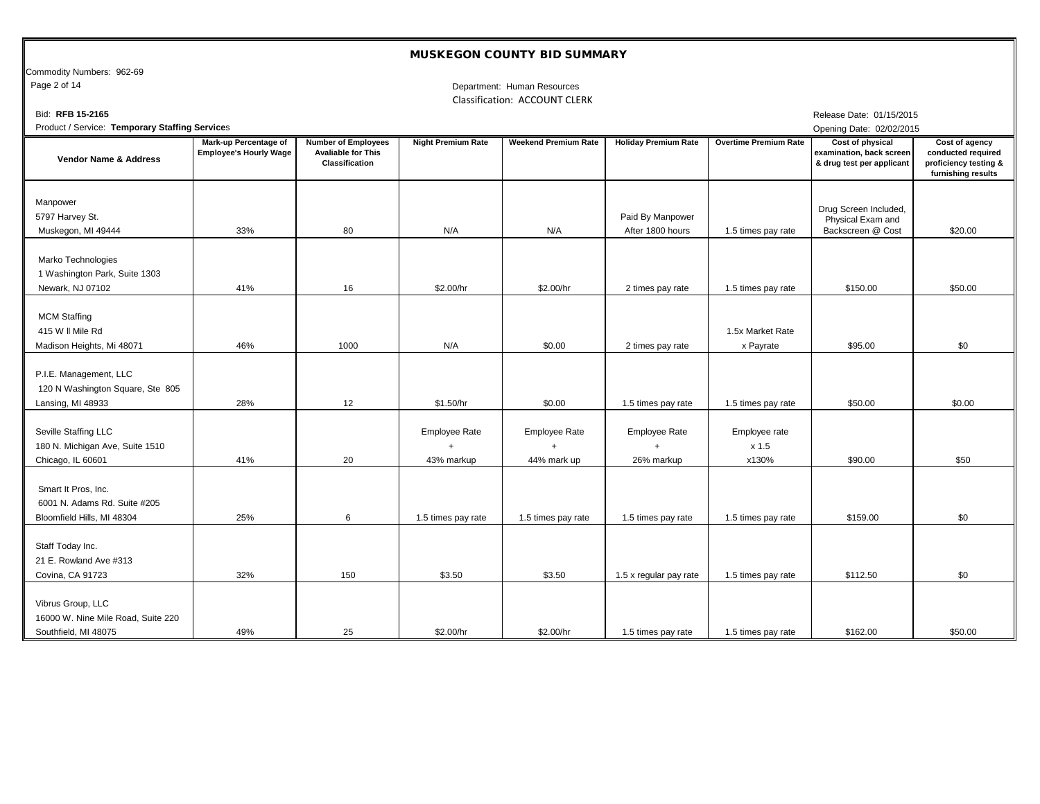# MUSKEGON COUNTY BID SUMMARY

Commodity Numbers: 962-69

Department: Human Resources

Classification: ACCOUNT CLERK

Bid: **RFB 15-2165**

Product / Service: **Temporary Staffing Services**

Release Date: 01/15/2015

Opening Date: 02/02/2015

| Vendor Name & Address | Mark-up Percentage of Employee's Hourly Wage | Number of Employees Avaliable for This Classification | Night Premium Rate | Weekend Premium Rate | Holiday Premium Rate | Overtime Premium Rate | Cost of physical examination, back screen & drug test per applicant | Cost of agency conducted required proficiency testing & furnishing results |
|---|---|---|---|---|---|---|---|---|
| Manpower 5797 Harvey St. Muskegon, MI 49444 | 33% | 80 | N/A | N/A | Paid By Manpower After 1800 hours | 1.5 times pay rate | Drug Screen Included, Physical Exam and Backscreen @ Cost | $20.00 |
| Marko Technologies 1 Washington Park, Suite 1303 Newark, NJ 07102 | 41% | 16 | $2.00/hr | $2.00/hr | 2 times pay rate | 1.5 times pay rate | $150.00 | $50.00 |
| MCM Staffing 415 W ll Mile Rd Madison Heights, Mi 48071 | 46% | 1000 | N/A | $0.00 | 2 times pay rate | 1.5x Market Rate x Payrate | $95.00 | $0 |
| P.I.E. Management, LLC 120 N Washington Square, Ste 805 Lansing, MI 48933 | 28% | 12 | $1.50/hr | $0.00 | 1.5 times pay rate | 1.5 times pay rate | $50.00 | $0.00 |
| Seville Staffing LLC 180 N. Michigan Ave, Suite 1510 Chicago, IL 60601 | 41% | 20 | Employee Rate + 43% markup | Employee Rate + 44% mark up | Employee Rate + 26% markup | Employee rate x 1.5 x130% | $90.00 | $50 |
| Smart It Pros, Inc. 6001 N. Adams Rd. Suite #205 Bloomfield Hills, MI 48304 | 25% | 6 | 1.5 times pay rate | 1.5 times pay rate | 1.5 times pay rate | 1.5 times pay rate | $159.00 | $0 |
| Staff Today Inc. 21 E. Rowland Ave #313 Covina, CA 91723 | 32% | 150 | $3.50 | $3.50 | 1.5 x regular pay rate | 1.5 times pay rate | $112.50 | $0 |
| Vibrus Group, LLC 16000 W. Nine Mile Road, Suite 220 Southfield, MI 48075 | 49% | 25 | $2.00/hr | $2.00/hr | 1.5 times pay rate | 1.5 times pay rate | $162.00 | $50.00 |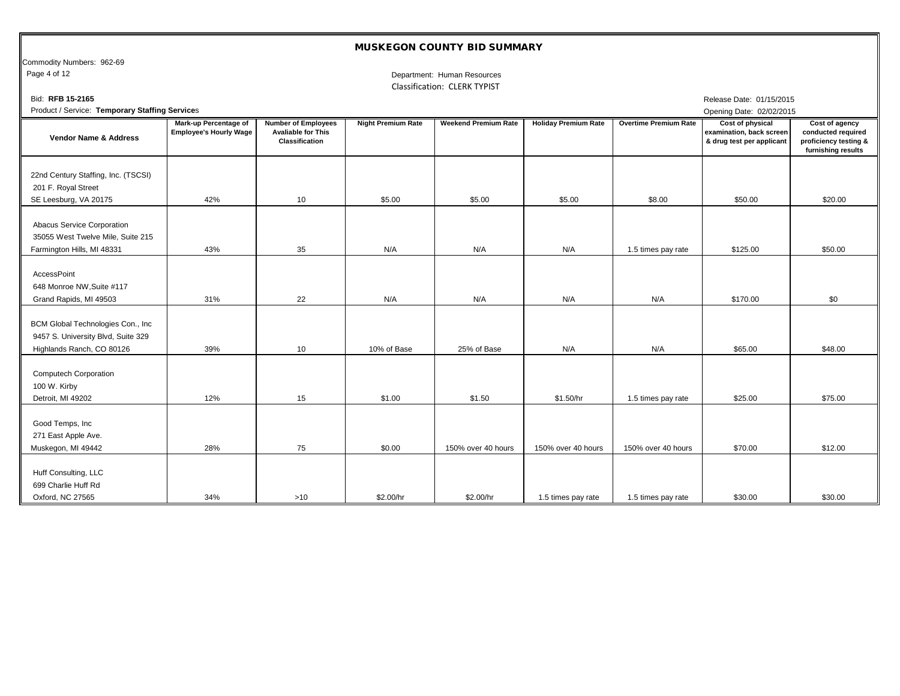# MUSKEGON COUNTY BID SUMMARY

Commodity Numbers: 962-69

Department: Human Resources

Classification: CLERK TYPIST

Bid: **RFB 15-2165**

Product / Service: **Temporary Staffing Services**

Release Date: 01/15/2015

Opening Date: 02/02/2015

| Vendor Name & Address | Mark-up Percentage of Employee's Hourly Wage | Number of Employees Avaliable for This Classification | Night Premium Rate | Weekend Premium Rate | Holiday Premium Rate | Overtime Premium Rate | Cost of physical examination, back screen & drug test per applicant | Cost of agency conducted required proficiency testing & furnishing results |
|---|---|---|---|---|---|---|---|---|
| 22nd Century Staffing, Inc. (TSCSI) 201 F. Royal Street SE Leesburg, VA 20175 | 42% | 10 | $5.00 | $5.00 | $5.00 | $8.00 | $50.00 | $20.00 |
| Abacus Service Corporation 35055 West Twelve Mile, Suite 215 Farmington Hills, MI 48331 | 43% | 35 | N/A | N/A | N/A | 1.5 times pay rate | $125.00 | $50.00 |
| AccessPoint 648 Monroe NW,Suite #117 Grand Rapids, MI 49503 | 31% | 22 | N/A | N/A | N/A | N/A | $170.00 | $0 |
| BCM Global Technologies Con., Inc 9457 S. University Blvd, Suite 329 Highlands Ranch, CO 80126 | 39% | 10 | 10% of Base | 25% of Base | N/A | N/A | $65.00 | $48.00 |
| Computech Corporation 100 W. Kirby Detroit, MI 49202 | 12% | 15 | $1.00 | $1.50 | $1.50/hr | 1.5 times pay rate | $25.00 | $75.00 |
| Good Temps, Inc 271 East Apple Ave. Muskegon, MI 49442 | 28% | 75 | $0.00 | 150% over 40 hours | 150% over 40 hours | 150% over 40 hours | $70.00 | $12.00 |
| Huff Consulting, LLC 699 Charlie Huff Rd Oxford, NC 27565 | 34% | >10 | $2.00/hr | $2.00/hr | 1.5 times pay rate | 1.5 times pay rate | $30.00 | $30.00 |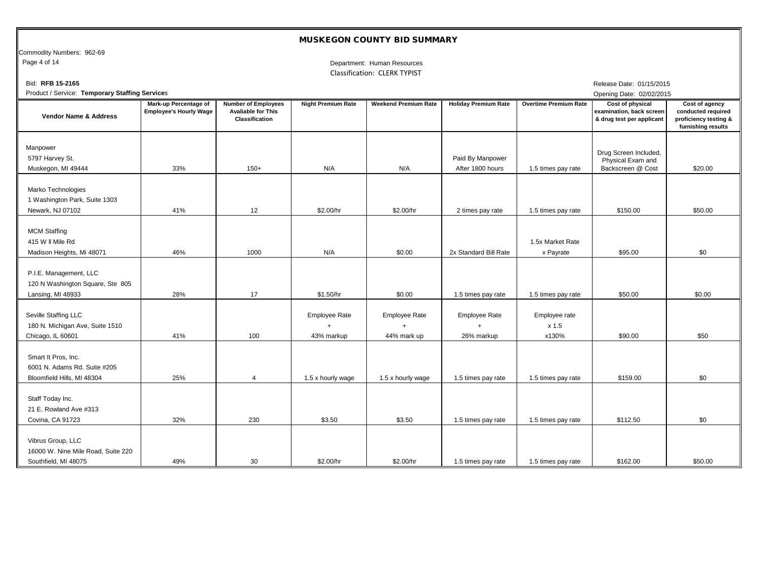# MUSKEGON COUNTY BID SUMMARY

Commodity Numbers: 962-69

Department: Human Resources
Classification: CLERK TYPIST

Bid: **RFB 15-2165**

Product / Service: **Temporary Staffing Services**

Release Date: 01/15/2015
Opening Date: 02/02/2015

| Vendor Name & Address | Mark-up Percentage of Employee's Hourly Wage | Number of Employees Avaliable for This Classification | Night Premium Rate | Weekend Premium Rate | Holiday Premium Rate | Overtime Premium Rate | Cost of physical examination, back screen & drug test per applicant | Cost of agency conducted required proficiency testing & furnishing results |
|---|---|---|---|---|---|---|---|---|
| Manpower<br>5797 Harvey St.<br>Muskegon, MI 49444 | 33% | 150+ | N/A | N/A | Paid By Manpower After 1800 hours | 1.5 times pay rate | Drug Screen Included, Physical Exam and Backscreen @ Cost | $20.00 |
| Marko Technologies<br>1 Washington Park, Suite 1303<br>Newark, NJ 07102 | 41% | 12 | $2.00/hr | $2.00/hr | 2 times pay rate | 1.5 times pay rate | $150.00 | $50.00 |
| MCM Staffing<br>415 W ll Mile Rd<br>Madison Heights, Mi 48071 | 46% | 1000 | N/A | $0.00 | 2x Standard Bill Rate | 1.5x Market Rate x Payrate | $95.00 | $0 |
| P.I.E. Management, LLC<br>120 N Washington Square, Ste 805<br>Lansing, MI 48933 | 28% | 17 | $1.50/hr | $0.00 | 1.5 times pay rate | 1.5 times pay rate | $50.00 | $0.00 |
| Seville Staffing LLC<br>180 N. Michigan Ave, Suite 1510<br>Chicago, IL 60601 | 41% | 100 | Employee Rate + 43% markup | Employee Rate + 44% mark up | Employee Rate + 26% markup | Employee rate x 1.5 x130% | $90.00 | $50 |
| Smart It Pros, Inc.<br>6001 N. Adams Rd. Suite #205<br>Bloomfield Hills, MI 48304 | 25% | 4 | 1.5 x hourly wage | 1.5 x hourly wage | 1.5 times pay rate | 1.5 times pay rate | $159.00 | $0 |
| Staff Today Inc.<br>21 E. Rowland Ave #313<br>Covina, CA 91723 | 32% | 230 | $3.50 | $3.50 | 1.5 times pay rate | 1.5 times pay rate | $112.50 | $0 |
| Vibrus Group, LLC<br>16000 W. Nine Mile Road, Suite 220<br>Southfield, MI 48075 | 49% | 30 | $2.00/hr | $2.00/hr | 1.5 times pay rate | 1.5 times pay rate | $162.00 | $50.00 |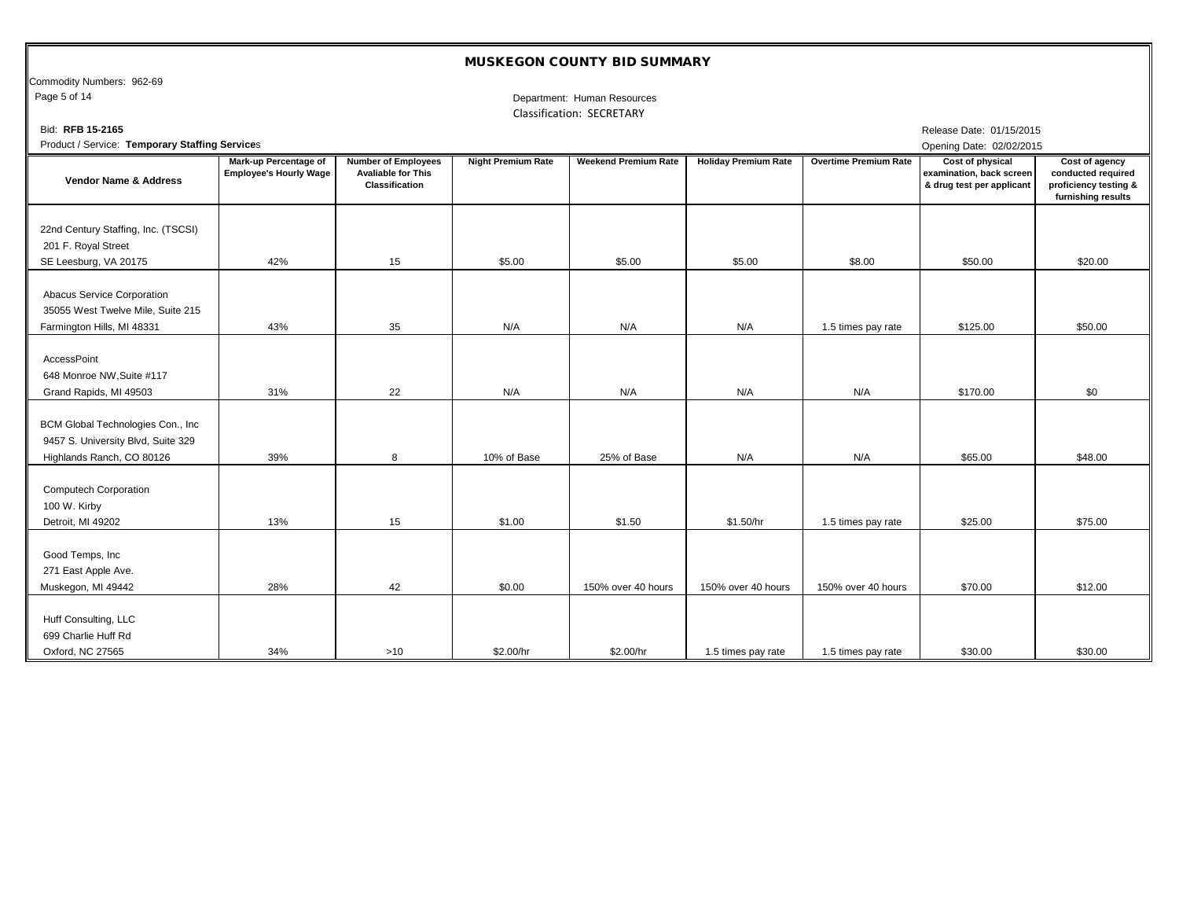# MUSKEGON COUNTY BID SUMMARY

Commodity Numbers: 962-69

Department: Human Resources

Classification: SECRETARY

Bid: **RFB 15-2165**

Product / Service: **Temporary Staffing Services**

Release Date: 01/15/2015

Opening Date: 02/02/2015

| Vendor Name & Address | Mark-up Percentage of Employee's Hourly Wage | Number of Employees Avaliable for This Classification | Night Premium Rate | Weekend Premium Rate | Holiday Premium Rate | Overtime Premium Rate | Cost of physical examination, back screen & drug test per applicant | Cost of agency conducted required proficiency testing & furnishing results |
|---|---|---|---|---|---|---|---|---|
| 22nd Century Staffing, Inc. (TSCSI) 201 F. Royal Street SE Leesburg, VA 20175 | 42% | 15 | $5.00 | $5.00 | $5.00 | $8.00 | $50.00 | $20.00 |
| Abacus Service Corporation 35055 West Twelve Mile, Suite 215 Farmington Hills, MI 48331 | 43% | 35 | N/A | N/A | N/A | 1.5 times pay rate | $125.00 | $50.00 |
| AccessPoint 648 Monroe NW,Suite #117 Grand Rapids, MI 49503 | 31% | 22 | N/A | N/A | N/A | N/A | $170.00 | $0 |
| BCM Global Technologies Con., Inc 9457 S. University Blvd, Suite 329 Highlands Ranch, CO 80126 | 39% | 8 | 10% of Base | 25% of Base | N/A | N/A | $65.00 | $48.00 |
| Computech Corporation 100 W. Kirby Detroit, MI 49202 | 13% | 15 | $1.00 | $1.50 | $1.50/hr | 1.5 times pay rate | $25.00 | $75.00 |
| Good Temps, Inc 271 East Apple Ave. Muskegon, MI 49442 | 28% | 42 | $0.00 | 150% over 40 hours | 150% over 40 hours | 150% over 40 hours | $70.00 | $12.00 |
| Huff Consulting, LLC 699 Charlie Huff Rd Oxford, NC 27565 | 34% | >10 | $2.00/hr | $2.00/hr | 1.5 times pay rate | 1.5 times pay rate | $30.00 | $30.00 |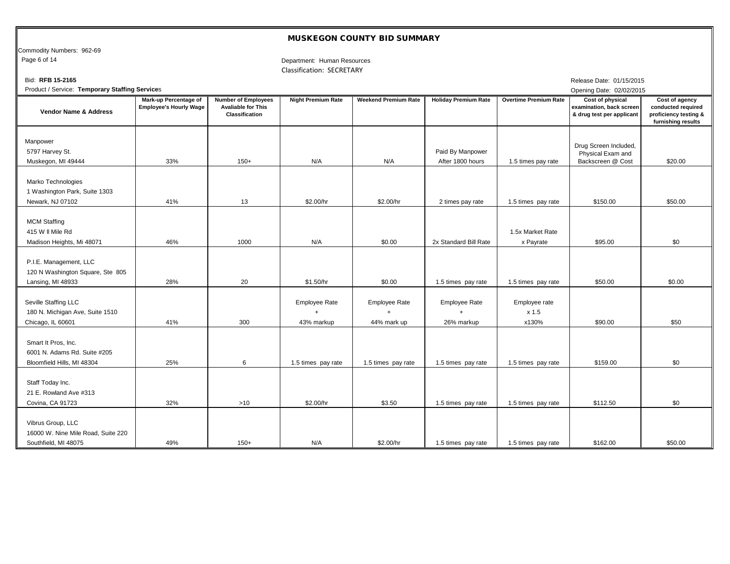# MUSKEGON COUNTY BID SUMMARY

Commodity Numbers: 962-69

Department: Human Resources

Classification: SECRETARY

Bid: **RFB 15-2165**

Product / Service: **Temporary Staffing Services**

Release Date: 01/15/2015

Opening Date: 02/02/2015

| Vendor Name & Address | Mark-up Percentage of Employee's Hourly Wage | Number of Employees Avaliable for This Classification | Night Premium Rate | Weekend Premium Rate | Holiday Premium Rate | Overtime Premium Rate | Cost of physical examination, back screen & drug test per applicant | Cost of agency conducted required proficiency testing & furnishing results |
|---|---|---|---|---|---|---|---|---|
| Manpower<br>5797 Harvey St.<br>Muskegon, MI 49444 | 33% | 150+ | N/A | N/A | Paid By Manpower After 1800 hours | 1.5 times pay rate | Drug Screen Included, Physical Exam and Backscreen @ Cost | $20.00 |
| Marko Technologies<br>1 Washington Park, Suite 1303<br>Newark, NJ 07102 | 41% | 13 | $2.00/hr | $2.00/hr | 2 times pay rate | 1.5 times pay rate | $150.00 | $50.00 |
| MCM Staffing<br>415 W ll Mile Rd<br>Madison Heights, Mi 48071 | 46% | 1000 | N/A | $0.00 | 2x Standard Bill Rate | 1.5x Market Rate x Payrate | $95.00 | $0 |
| P.I.E. Management, LLC<br>120 N Washington Square, Ste 805<br>Lansing, MI 48933 | 28% | 20 | $1.50/hr | $0.00 | 1.5 times pay rate | 1.5 times pay rate | $50.00 | $0.00 |
| Seville Staffing LLC<br>180 N. Michigan Ave, Suite 1510<br>Chicago, IL 60601 | 41% | 300 | Employee Rate + 43% markup | Employee Rate + 44% mark up | Employee Rate + 26% markup | Employee rate x 1.5 x130% | $90.00 | $50 |
| Smart It Pros, Inc.<br>6001 N. Adams Rd. Suite #205<br>Bloomfield Hills, MI 48304 | 25% | 6 | 1.5 times pay rate | 1.5 times pay rate | 1.5 times pay rate | 1.5 times pay rate | $159.00 | $0 |
| Staff Today Inc.<br>21 E. Rowland Ave #313<br>Covina, CA 91723 | 32% | >10 | $2.00/hr | $3.50 | 1.5 times pay rate | 1.5 times pay rate | $112.50 | $0 |
| Vibrus Group, LLC<br>16000 W. Nine Mile Road, Suite 220<br>Southfield, MI 48075 | 49% | 150+ | N/A | $2.00/hr | 1.5 times pay rate | 1.5 times pay rate | $162.00 | $50.00 |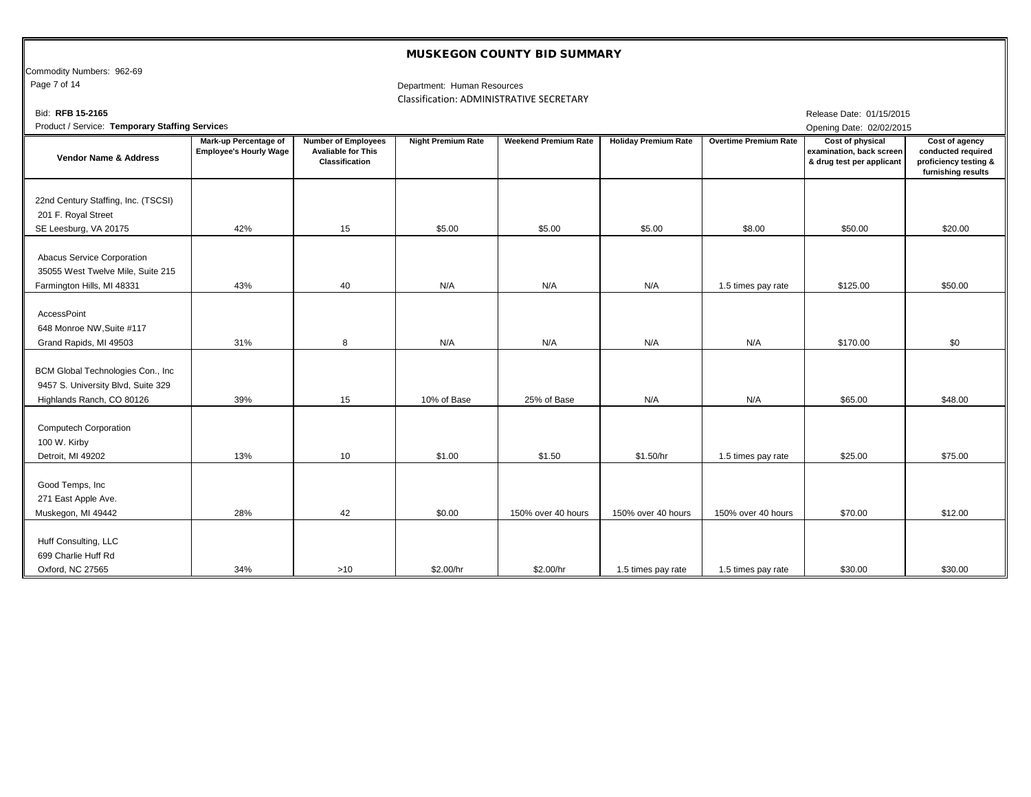# MUSKEGON COUNTY BID SUMMARY

Commodity Numbers: 962-69

Department: Human Resources

Classification: ADMINISTRATIVE SECRETARY

Bid: **RFB 15-2165**

Product / Service: **Temporary Staffing Services**

Release Date: 01/15/2015

Opening Date: 02/02/2015

| Vendor Name & Address | Mark-up Percentage of Employee's Hourly Wage | Number of Employees Avaliable for This Classification | Night Premium Rate | Weekend Premium Rate | Holiday Premium Rate | Overtime Premium Rate | Cost of physical examination, back screen & drug test per applicant | Cost of agency conducted required proficiency testing & furnishing results |
|---|---|---|---|---|---|---|---|---|
| 22nd Century Staffing, Inc. (TSCSI) 201 F. Royal Street SE Leesburg, VA 20175 | 42% | 15 | $5.00 | $5.00 | $5.00 | $8.00 | $50.00 | $20.00 |
| Abacus Service Corporation 35055 West Twelve Mile, Suite 215 Farmington Hills, MI 48331 | 43% | 40 | N/A | N/A | N/A | 1.5 times pay rate | $125.00 | $50.00 |
| AccessPoint 648 Monroe NW,Suite #117 Grand Rapids, MI 49503 | 31% | 8 | N/A | N/A | N/A | N/A | $170.00 | $0 |
| BCM Global Technologies Con., Inc 9457 S. University Blvd, Suite 329 Highlands Ranch, CO 80126 | 39% | 15 | 10% of Base | 25% of Base | N/A | N/A | $65.00 | $48.00 |
| Computech Corporation 100 W. Kirby Detroit, MI 49202 | 13% | 10 | $1.00 | $1.50 | $1.50/hr | 1.5 times pay rate | $25.00 | $75.00 |
| Good Temps, Inc 271 East Apple Ave. Muskegon, MI 49442 | 28% | 42 | $0.00 | 150% over 40 hours | 150% over 40 hours | 150% over 40 hours | $70.00 | $12.00 |
| Huff Consulting, LLC 699 Charlie Huff Rd Oxford, NC 27565 | 34% | >10 | $2.00/hr | $2.00/hr | 1.5 times pay rate | 1.5 times pay rate | $30.00 | $30.00 |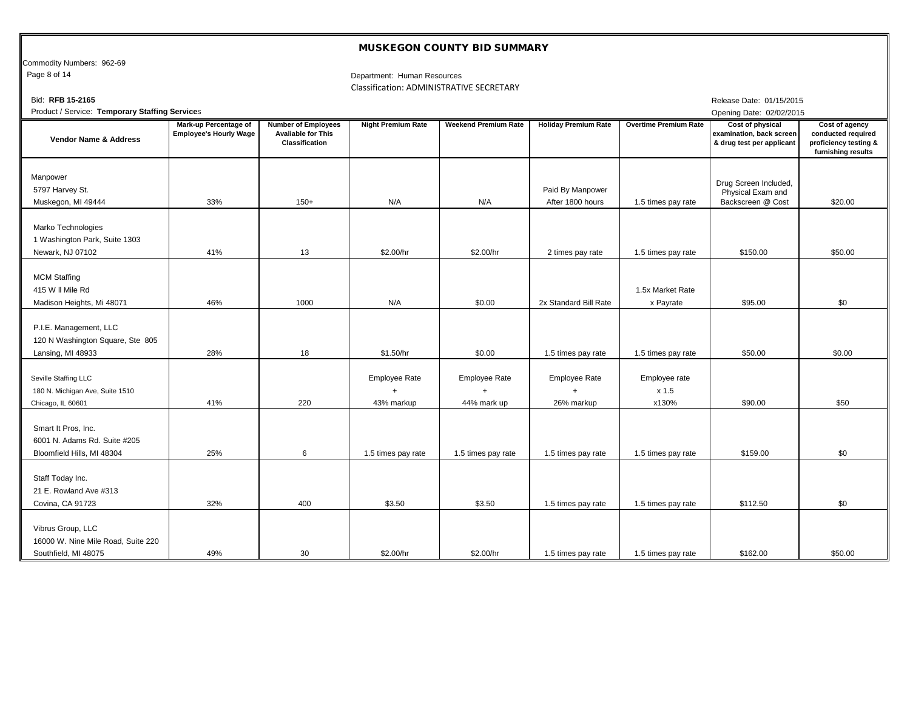# MUSKEGON COUNTY BID SUMMARY

Commodity Numbers: 962-69

Department: Human Resources

Classification: ADMINISTRATIVE SECRETARY

Bid: **RFB 15-2165**

Product / Service: **Temporary Staffing Services**

Release Date: 01/15/2015

Opening Date: 02/02/2015

| Vendor Name & Address | Mark-up Percentage of Employee's Hourly Wage | Number of Employees Avaliable for This Classification | Night Premium Rate | Weekend Premium Rate | Holiday Premium Rate | Overtime Premium Rate | Cost of physical examination, back screen & drug test per applicant | Cost of agency conducted required proficiency testing & furnishing results |
|---|---|---|---|---|---|---|---|---|
| Manpower<br>5797 Harvey St.<br>Muskegon, MI 49444 | 33% | 150+ | N/A | N/A | Paid By Manpower After 1800 hours | 1.5 times pay rate | Drug Screen Included, Physical Exam and Backscreen @ Cost | $20.00 |
| Marko Technologies<br>1 Washington Park, Suite 1303<br>Newark, NJ 07102 | 41% | 13 | $2.00/hr | $2.00/hr | 2 times pay rate | 1.5 times pay rate | $150.00 | $50.00 |
| MCM Staffing<br>415 W ll Mile Rd<br>Madison Heights, Mi 48071 | 46% | 1000 | N/A | $0.00 | 2x Standard Bill Rate | 1.5x Market Rate x Payrate | $95.00 | $0 |
| P.I.E. Management, LLC<br>120 N Washington Square, Ste 805<br>Lansing, MI 48933 | 28% | 18 | $1.50/hr | $0.00 | 1.5 times pay rate | 1.5 times pay rate | $50.00 | $0.00 |
| Seville Staffing LLC<br>180 N. Michigan Ave, Suite 1510<br>Chicago, IL 60601 | 41% | 220 | Employee Rate + 43% markup | Employee Rate + 44% mark up | Employee Rate + 26% markup | Employee rate x 1.5 x130% | $90.00 | $50 |
| Smart It Pros, Inc.<br>6001 N. Adams Rd. Suite #205<br>Bloomfield Hills, MI 48304 | 25% | 6 | 1.5 times pay rate | 1.5 times pay rate | 1.5 times pay rate | 1.5 times pay rate | $159.00 | $0 |
| Staff Today Inc.<br>21 E. Rowland Ave #313<br>Covina, CA 91723 | 32% | 400 | $3.50 | $3.50 | 1.5 times pay rate | 1.5 times pay rate | $112.50 | $0 |
| Vibrus Group, LLC<br>16000 W. Nine Mile Road, Suite 220<br>Southfield, MI 48075 | 49% | 30 | $2.00/hr | $2.00/hr | 1.5 times pay rate | 1.5 times pay rate | $162.00 | $50.00 |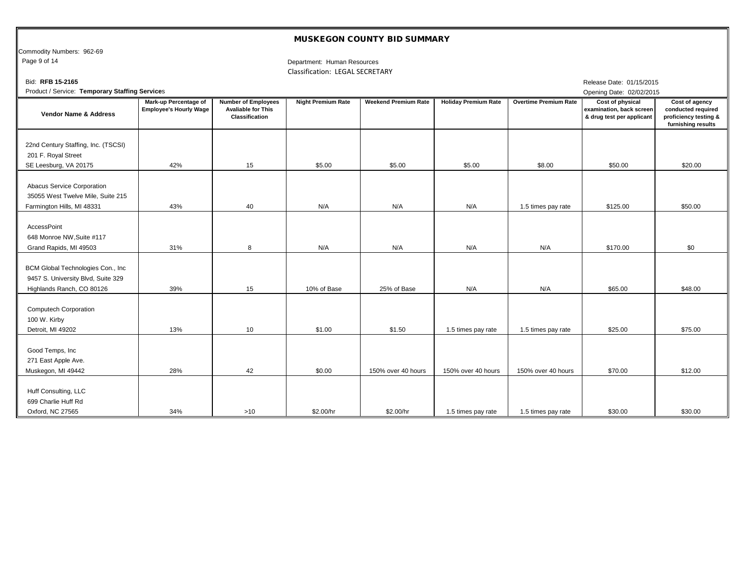# MUSKEGON COUNTY BID SUMMARY

Commodity Numbers: 962-69

Department: Human Resources
Classification: LEGAL SECRETARY

Bid: **RFB 15-2165**
Product / Service: **Temporary Staffing Services**

Release Date: 01/15/2015
Opening Date: 02/02/2015

| Vendor Name & Address | Mark-up Percentage of Employee's Hourly Wage | Number of Employees Avaliable for This Classification | Night Premium Rate | Weekend Premium Rate | Holiday Premium Rate | Overtime Premium Rate | Cost of physical examination, back screen & drug test per applicant | Cost of agency conducted required proficiency testing & furnishing results |
|---|---|---|---|---|---|---|---|---|
| 22nd Century Staffing, Inc. (TSCSI) 201 F. Royal Street SE Leesburg, VA 20175 | 42% | 15 | $5.00 | $5.00 | $5.00 | $8.00 | $50.00 | $20.00 |
| Abacus Service Corporation 35055 West Twelve Mile, Suite 215 Farmington Hills, MI 48331 | 43% | 40 | N/A | N/A | N/A | 1.5 times pay rate | $125.00 | $50.00 |
| AccessPoint 648 Monroe NW,Suite #117 Grand Rapids, MI 49503 | 31% | 8 | N/A | N/A | N/A | N/A | $170.00 | $0 |
| BCM Global Technologies Con., Inc 9457 S. University Blvd, Suite 329 Highlands Ranch, CO 80126 | 39% | 15 | 10% of Base | 25% of Base | N/A | N/A | $65.00 | $48.00 |
| Computech Corporation 100 W. Kirby Detroit, MI 49202 | 13% | 10 | $1.00 | $1.50 | 1.5 times pay rate | 1.5 times pay rate | $25.00 | $75.00 |
| Good Temps, Inc 271 East Apple Ave. Muskegon, MI 49442 | 28% | 42 | $0.00 | 150% over 40 hours | 150% over 40 hours | 150% over 40 hours | $70.00 | $12.00 |
| Huff Consulting, LLC 699 Charlie Huff Rd Oxford, NC 27565 | 34% | >10 | $2.00/hr | $2.00/hr | 1.5 times pay rate | 1.5 times pay rate | $30.00 | $30.00 |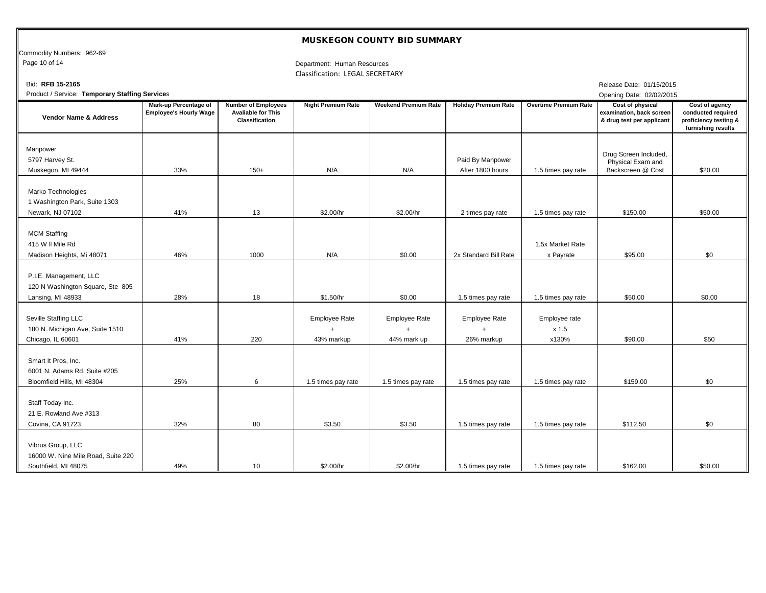# MUSKEGON COUNTY BID SUMMARY

Commodity Numbers: 962-69

Department: Human Resources

Classification: LEGAL SECRETARY

Bid: **RFB 15-2165**

Product / Service: **Temporary Staffing Services**

Release Date: 01/15/2015

Opening Date: 02/02/2015

| Vendor Name & Address | Mark-up Percentage of Employee's Hourly Wage | Number of Employees Avaliable for This Classification | Night Premium Rate | Weekend Premium Rate | Holiday Premium Rate | Overtime Premium Rate | Cost of physical examination, back screen & drug test per applicant | Cost of agency conducted required proficiency testing & furnishing results |
|---|---|---|---|---|---|---|---|---|
| Manpower<br>5797 Harvey St.<br>Muskegon, MI 49444 | 33% | 150+ | N/A | N/A | Paid By Manpower After 1800 hours | 1.5 times pay rate | Drug Screen Included, Physical Exam and Backscreen @ Cost | $20.00 |
| Marko Technologies<br>1 Washington Park, Suite 1303<br>Newark, NJ 07102 | 41% | 13 | $2.00/hr | $2.00/hr | 2 times pay rate | 1.5 times pay rate | $150.00 | $50.00 |
| MCM Staffing<br>415 W ll Mile Rd<br>Madison Heights, Mi 48071 | 46% | 1000 | N/A | $0.00 | 2x Standard Bill Rate | 1.5x Market Rate x Payrate | $95.00 | $0 |
| P.I.E. Management, LLC<br>120 N Washington Square, Ste 805<br>Lansing, MI 48933 | 28% | 18 | $1.50/hr | $0.00 | 1.5 times pay rate | 1.5 times pay rate | $50.00 | $0.00 |
| Seville Staffing LLC<br>180 N. Michigan Ave, Suite 1510<br>Chicago, IL 60601 | 41% | 220 | Employee Rate + 43% markup | Employee Rate + 44% mark up | Employee Rate + 26% markup | Employee rate x 1.5 x130% | $90.00 | $50 |
| Smart It Pros, Inc.<br>6001 N. Adams Rd. Suite #205<br>Bloomfield Hills, MI 48304 | 25% | 6 | 1.5 times pay rate | 1.5 times pay rate | 1.5 times pay rate | 1.5 times pay rate | $159.00 | $0 |
| Staff Today Inc.<br>21 E. Rowland Ave #313<br>Covina, CA 91723 | 32% | 80 | $3.50 | $3.50 | 1.5 times pay rate | 1.5 times pay rate | $112.50 | $0 |
| Vibrus Group, LLC<br>16000 W. Nine Mile Road, Suite 220<br>Southfield, MI 48075 | 49% | 10 | $2.00/hr | $2.00/hr | 1.5 times pay rate | 1.5 times pay rate | $162.00 | $50.00 |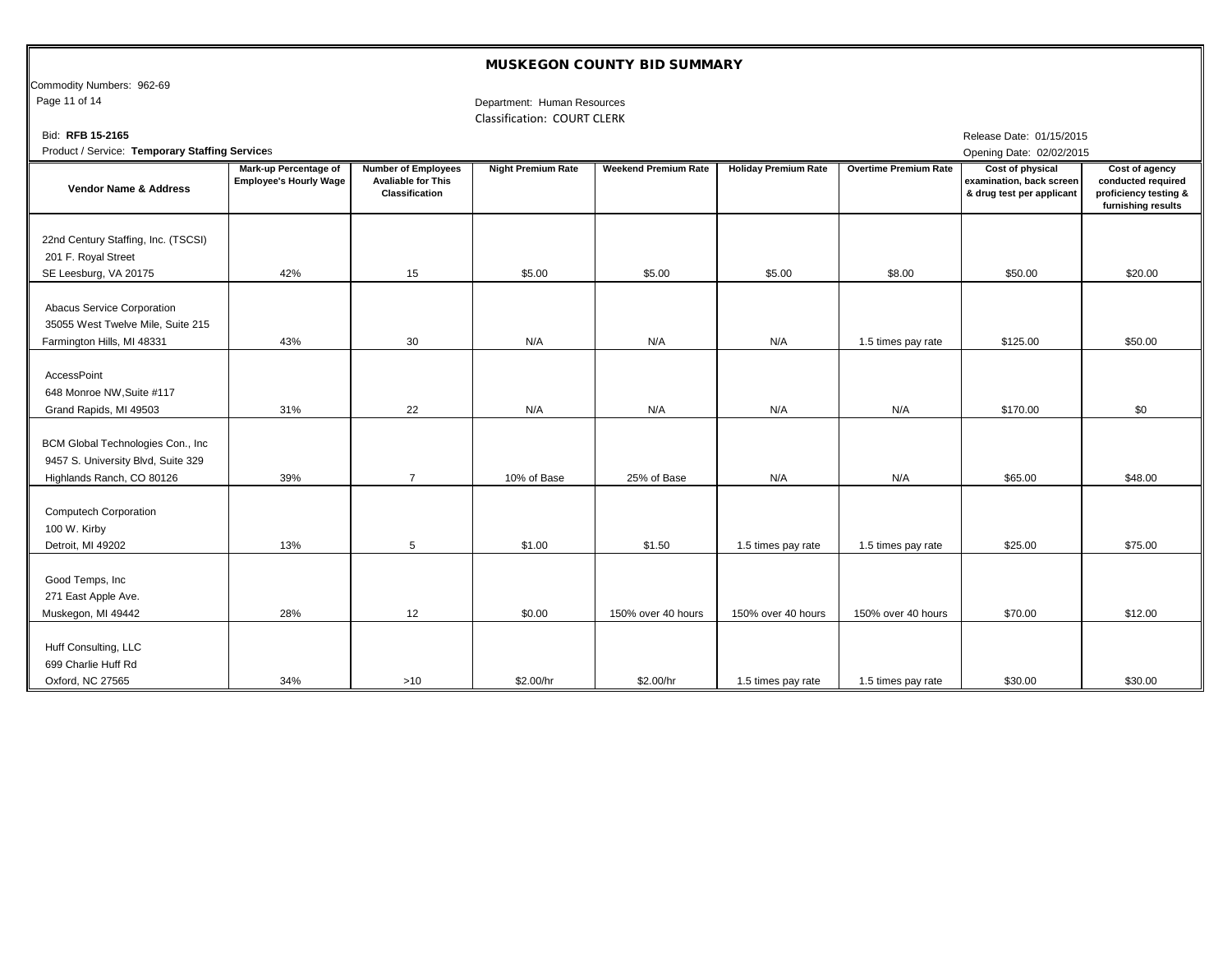# MUSKEGON COUNTY BID SUMMARY

Commodity Numbers: 962-69

Department: Human Resources

Classification: COURT CLERK

Bid: **RFB 15-2165**

Product / Service: **Temporary Staffing Services**

Release Date: 01/15/2015

Opening Date: 02/02/2015

| Vendor Name & Address | Mark-up Percentage of Employee's Hourly Wage | Number of Employees Avaliable for This Classification | Night Premium Rate | Weekend Premium Rate | Holiday Premium Rate | Overtime Premium Rate | Cost of physical examination, back screen & drug test per applicant | Cost of agency conducted required proficiency testing & furnishing results |
|---|---|---|---|---|---|---|---|---|
| 22nd Century Staffing, Inc. (TSCSI) 201 F. Royal Street SE Leesburg, VA 20175 | 42% | 15 | $5.00 | $5.00 | $5.00 | $8.00 | $50.00 | $20.00 |
| Abacus Service Corporation 35055 West Twelve Mile, Suite 215 Farmington Hills, MI 48331 | 43% | 30 | N/A | N/A | N/A | 1.5 times pay rate | $125.00 | $50.00 |
| AccessPoint 648 Monroe NW,Suite #117 Grand Rapids, MI 49503 | 31% | 22 | N/A | N/A | N/A | N/A | $170.00 | $0 |
| BCM Global Technologies Con., Inc 9457 S. University Blvd, Suite 329 Highlands Ranch, CO 80126 | 39% | 7 | 10% of Base | 25% of Base | N/A | N/A | $65.00 | $48.00 |
| Computech Corporation 100 W. Kirby Detroit, MI 49202 | 13% | 5 | $1.00 | $1.50 | 1.5 times pay rate | 1.5 times pay rate | $25.00 | $75.00 |
| Good Temps, Inc 271 East Apple Ave. Muskegon, MI 49442 | 28% | 12 | $0.00 | 150% over 40 hours | 150% over 40 hours | 150% over 40 hours | $70.00 | $12.00 |
| Huff Consulting, LLC 699 Charlie Huff Rd Oxford, NC 27565 | 34% | >10 | $2.00/hr | $2.00/hr | 1.5 times pay rate | 1.5 times pay rate | $30.00 | $30.00 |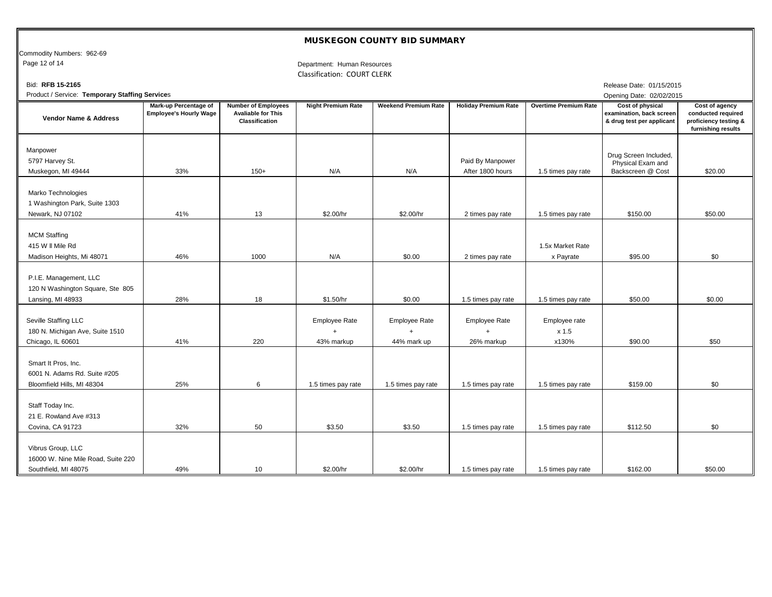# MUSKEGON COUNTY BID SUMMARY

Commodity Numbers: 962-69

Department: Human Resources

Classification: COURT CLERK

Bid: **RFB 15-2165**

Product / Service: **Temporary Staffing Services**

Release Date: 01/15/2015

Opening Date: 02/02/2015

| Vendor Name & Address | Mark-up Percentage of Employee's Hourly Wage | Number of Employees Avaliable for This Classification | Night Premium Rate | Weekend Premium Rate | Holiday Premium Rate | Overtime Premium Rate | Cost of physical examination, back screen & drug test per applicant | Cost of agency conducted required proficiency testing & furnishing results |
|---|---|---|---|---|---|---|---|---|
| Manpower<br>5797 Harvey St.<br>Muskegon, MI 49444 | 33% | 150+ | N/A | N/A | Paid By Manpower<br>After 1800 hours | 1.5 times pay rate | Drug Screen Included, Physical Exam and Backscreen @ Cost | $20.00 |
| Marko Technologies<br>1 Washington Park, Suite 1303<br>Newark, NJ 07102 | 41% | 13 | $2.00/hr | $2.00/hr | 2 times pay rate | 1.5 times pay rate | $150.00 | $50.00 |
| MCM Staffing<br>415 W ll Mile Rd<br>Madison Heights, Mi 48071 | 46% | 1000 | N/A | $0.00 | 2 times pay rate | 1.5x Market Rate<br>x Payrate | $95.00 | $0 |
| P.I.E. Management, LLC<br>120 N Washington Square, Ste 805<br>Lansing, MI 48933 | 28% | 18 | $1.50/hr | $0.00 | 1.5 times pay rate | 1.5 times pay rate | $50.00 | $0.00 |
| Seville Staffing LLC<br>180 N. Michigan Ave, Suite 1510<br>Chicago, IL 60601 | 41% | 220 | Employee Rate<br>+<br>43% markup | Employee Rate<br>+<br>44% mark up | Employee Rate<br>+<br>26% markup | Employee rate<br>x 1.5<br>x130% | $90.00 | $50 |
| Smart It Pros, Inc.<br>6001 N. Adams Rd. Suite #205<br>Bloomfield Hills, MI 48304 | 25% | 6 | 1.5 times pay rate | 1.5 times pay rate | 1.5 times pay rate | 1.5 times pay rate | $159.00 | $0 |
| Staff Today Inc.<br>21 E. Rowland Ave #313<br>Covina, CA 91723 | 32% | 50 | $3.50 | $3.50 | 1.5 times pay rate | 1.5 times pay rate | $112.50 | $0 |
| Vibrus Group, LLC<br>16000 W. Nine Mile Road, Suite 220<br>Southfield, MI 48075 | 49% | 10 | $2.00/hr | $2.00/hr | 1.5 times pay rate | 1.5 times pay rate | $162.00 | $50.00 |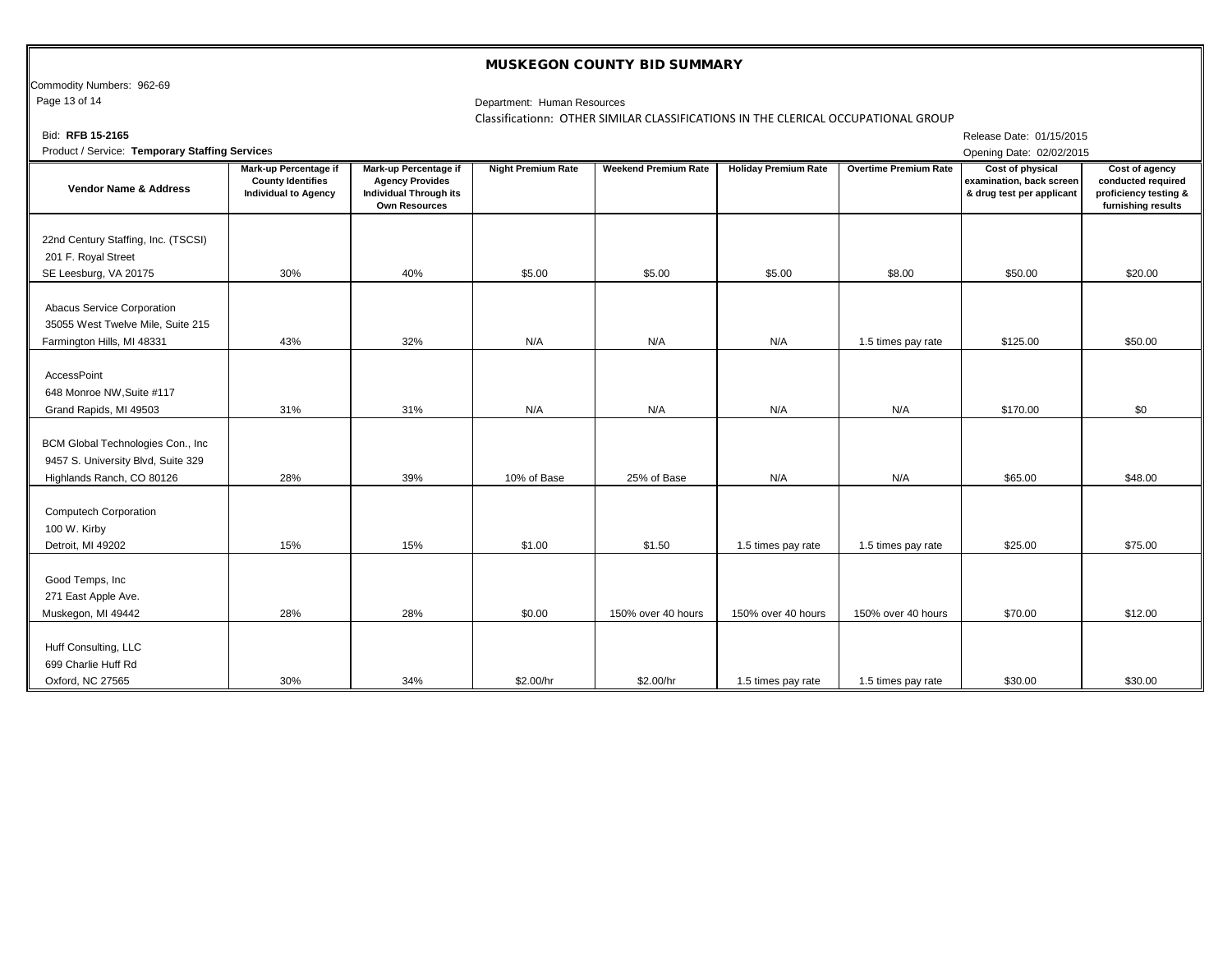# MUSKEGON COUNTY BID SUMMARY

Commodity Numbers: 962-69

Department: Human Resources

Classificationn: OTHER SIMILAR CLASSIFICATIONS IN THE CLERICAL OCCUPATIONAL GROUP

Bid: **RFB 15-2165**

Release Date: 01/15/2015

Product / Service: **Temporary Staffing Services**

Opening Date: 02/02/2015

| Vendor Name & Address | Mark-up Percentage if County Identifies Individual to Agency | Mark-up Percentage if Agency Provides Individual Through its Own Resources | Night Premium Rate | Weekend Premium Rate | Holiday Premium Rate | Overtime Premium Rate | Cost of physical examination, back screen & drug test per applicant | Cost of agency conducted required proficiency testing & furnishing results |
|---|---|---|---|---|---|---|---|---|
| 22nd Century Staffing, Inc. (TSCSI)<br>201 F. Royal Street<br>SE Leesburg, VA 20175 | 30% | 40% | $5.00 | $5.00 | $5.00 | $8.00 | $50.00 | $20.00 |
| Abacus Service Corporation<br>35055 West Twelve Mile, Suite 215<br>Farmington Hills, MI 48331 | 43% | 32% | N/A | N/A | N/A | 1.5 times pay rate | $125.00 | $50.00 |
| AccessPoint<br>648 Monroe NW,Suite #117<br>Grand Rapids, MI 49503 | 31% | 31% | N/A | N/A | N/A | N/A | $170.00 | $0 |
| BCM Global Technologies Con., Inc<br>9457 S. University Blvd, Suite 329<br>Highlands Ranch, CO 80126 | 28% | 39% | 10% of Base | 25% of Base | N/A | N/A | $65.00 | $48.00 |
| Computech Corporation<br>100 W. Kirby<br>Detroit, MI 49202 | 15% | 15% | $1.00 | $1.50 | 1.5 times pay rate | 1.5 times pay rate | $25.00 | $75.00 |
| Good Temps, Inc<br>271 East Apple Ave.<br>Muskegon, MI 49442 | 28% | 28% | $0.00 | 150% over 40 hours | 150% over 40 hours | 150% over 40 hours | $70.00 | $12.00 |
| Huff Consulting, LLC<br>699 Charlie Huff Rd<br>Oxford, NC 27565 | 30% | 34% | $2.00/hr | $2.00/hr | 1.5 times pay rate | 1.5 times pay rate | $30.00 | $30.00 |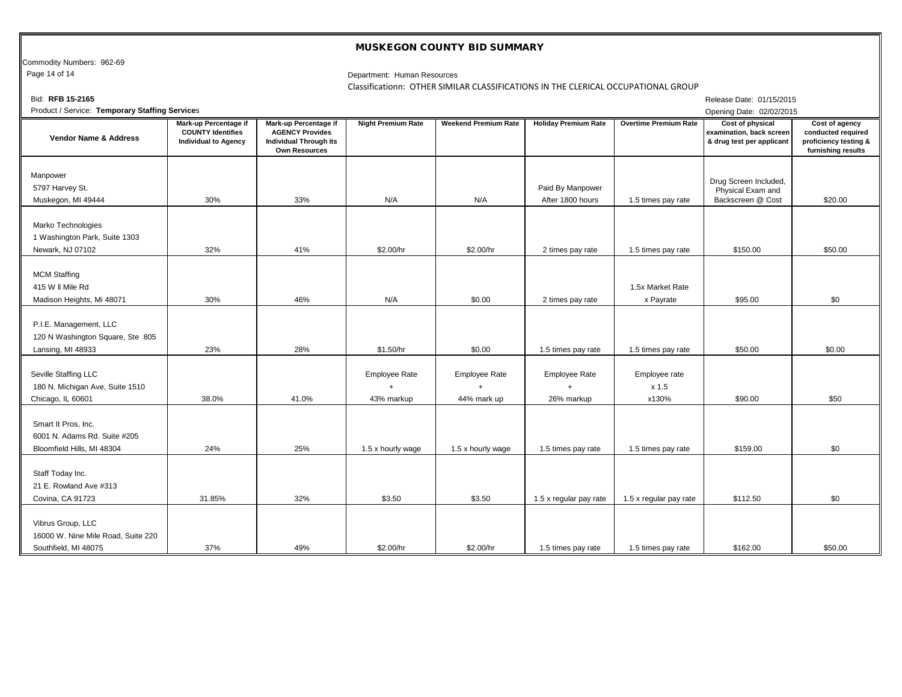# MUSKEGON COUNTY BID SUMMARY

Commodity Numbers: 962-69

Department: Human Resources

Classificationn: OTHER SIMILAR CLASSIFICATIONS IN THE CLERICAL OCCUPATIONAL GROUP

Bid: **RFB 15-2165**

Release Date: 01/15/2015

Product / Service: **Temporary Staffing Services**

Opening Date: 02/02/2015

| Vendor Name & Address | Mark-up Percentage if COUNTY Identifies Individual to Agency | Mark-up Percentage if AGENCY Provides Individual Through its Own Resources | Night Premium Rate | Weekend Premium Rate | Holiday Premium Rate | Overtime Premium Rate | Cost of physical examination, back screen & drug test per applicant | Cost of agency conducted required proficiency testing & furnishing results |
|---|---|---|---|---|---|---|---|---|
| Manpower<br>5797 Harvey St.<br>Muskegon, MI 49444 | 30% | 33% | N/A | N/A | Paid By Manpower After 1800 hours | 1.5 times pay rate | Drug Screen Included, Physical Exam and Backscreen @ Cost | $20.00 |
| Marko Technologies<br>1 Washington Park, Suite 1303<br>Newark, NJ 07102 | 32% | 41% | $2.00/hr | $2.00/hr | 2 times pay rate | 1.5 times pay rate | $150.00 | $50.00 |
| MCM Staffing<br>415 W ll Mile Rd<br>Madison Heights, Mi 48071 | 30% | 46% | N/A | $0.00 | 2 times pay rate | 1.5x Market Rate x Payrate | $95.00 | $0 |
| P.I.E. Management, LLC<br>120 N Washington Square, Ste 805<br>Lansing, MI 48933 | 23% | 28% | $1.50/hr | $0.00 | 1.5 times pay rate | 1.5 times pay rate | $50.00 | $0.00 |
| Seville Staffing LLC<br>180 N. Michigan Ave, Suite 1510<br>Chicago, IL 60601 | 38.0% | 41.0% | Employee Rate + 43% markup | Employee Rate + 44% mark up | Employee Rate + 26% markup | Employee rate x 1.5 x130% | $90.00 | $50 |
| Smart It Pros, Inc.<br>6001 N. Adams Rd. Suite #205<br>Bloomfield Hills, MI 48304 | 24% | 25% | 1.5 x hourly wage | 1.5 x hourly wage | 1.5 times pay rate | 1.5 times pay rate | $159.00 | $0 |
| Staff Today Inc.<br>21 E. Rowland Ave #313<br>Covina, CA 91723 | 31.85% | 32% | $3.50 | $3.50 | 1.5 x regular pay rate | 1.5 x regular pay rate | $112.50 | $0 |
| Vibrus Group, LLC<br>16000 W. Nine Mile Road, Suite 220<br>Southfield, MI 48075 | 37% | 49% | $2.00/hr | $2.00/hr | 1.5 times pay rate | 1.5 times pay rate | $162.00 | $50.00 |